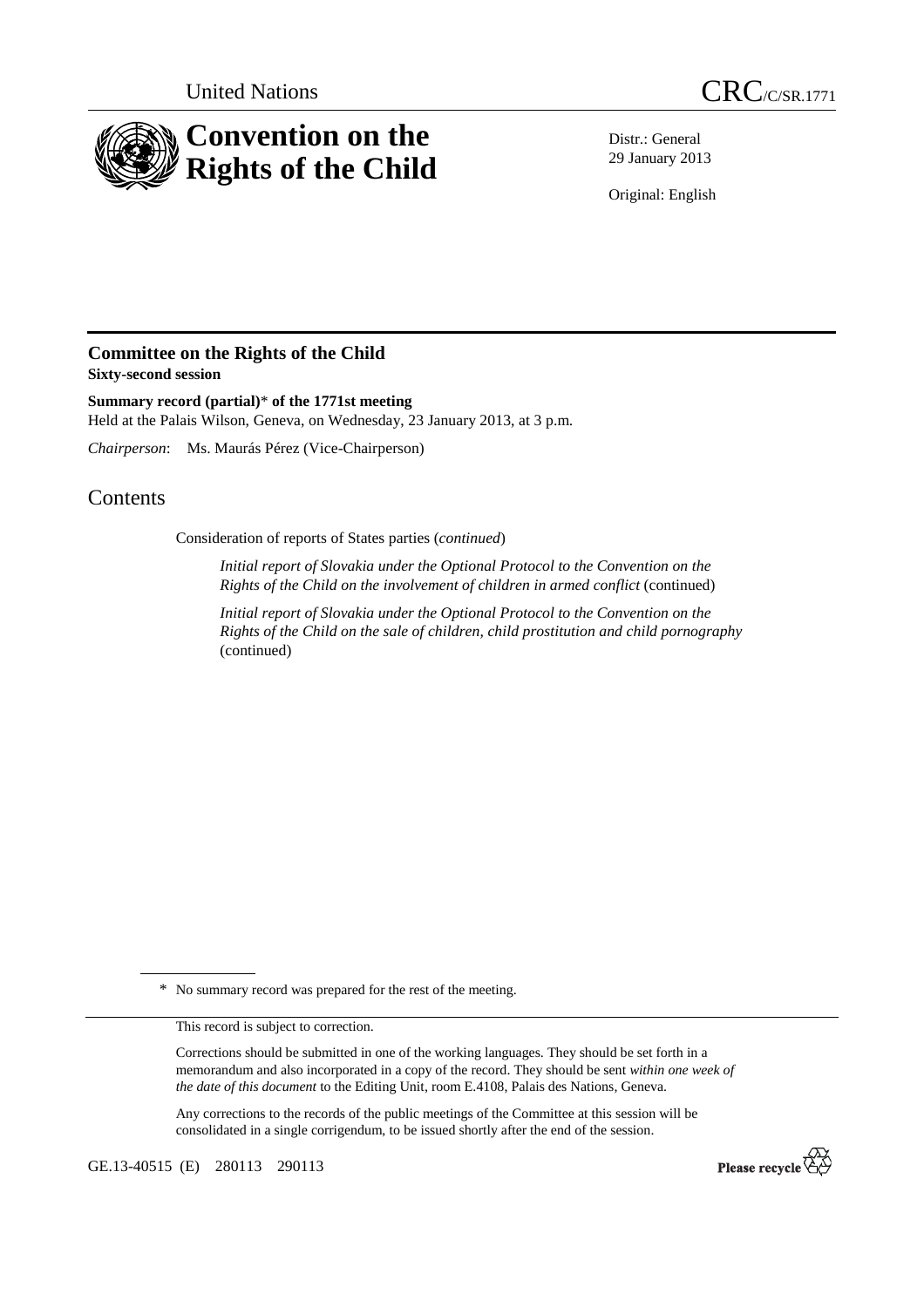United Nations

CRC/C/SR.1771

# Convention on the Rights of the Child

Distr.: General
29 January 2013

Original: English

## Committee on the Rights of the Child
**Sixty-second session**

**Summary record (partial)\* of the 1771st meeting**
Held at the Palais Wilson, Geneva, on Wednesday, 23 January 2013, at 3 p.m.

*Chairperson*: Ms. Maurás Pérez (Vice-Chairperson)

# Contents

Consideration of reports of States parties (*continued*)

*Initial report of Slovakia under the Optional Protocol to the Convention on the Rights of the Child on the involvement of children in armed conflict* (continued)

*Initial report of Slovakia under the Optional Protocol to the Convention on the Rights of the Child on the sale of children, child prostitution and child pornography* (continued)

\* No summary record was prepared for the rest of the meeting.

This record is subject to correction.

Corrections should be submitted in one of the working languages. They should be set forth in a memorandum and also incorporated in a copy of the record. They should be sent *within one week of the date of this document* to the Editing Unit, room E.4108, Palais des Nations, Geneva.

Any corrections to the records of the public meetings of the Committee at this session will be consolidated in a single corrigendum, to be issued shortly after the end of the session.

GE.13-40515 (E) 280113 290113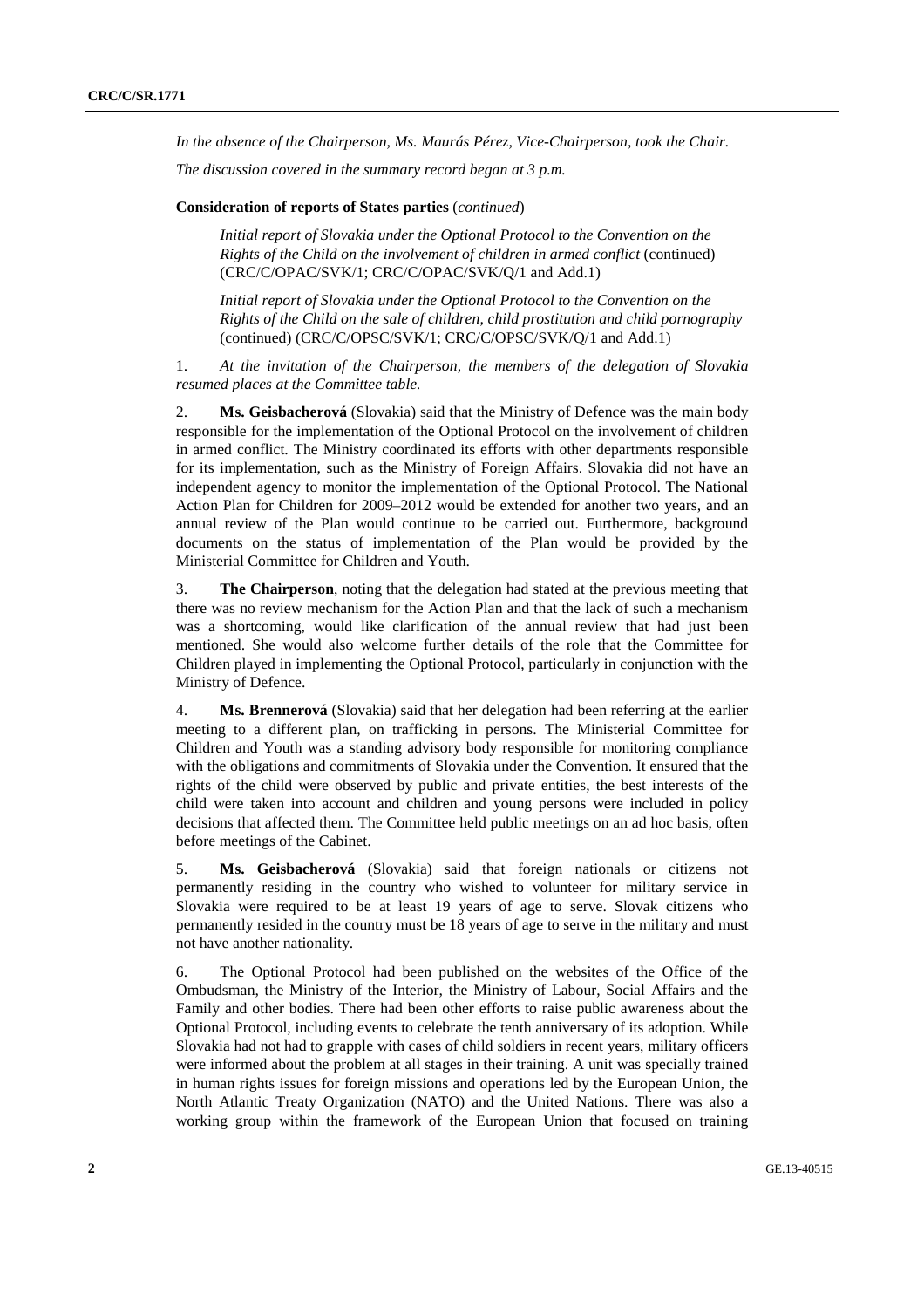*In the absence of the Chairperson, Ms. Maurás Pérez, Vice-Chairperson, took the Chair.*

*The discussion covered in the summary record began at 3 p.m.*

**Consideration of reports of States parties** (*continued*)

*Initial report of Slovakia under the Optional Protocol to the Convention on the Rights of the Child on the involvement of children in armed conflict* (continued) (CRC/C/OPAC/SVK/1; CRC/C/OPAC/SVK/Q/1 and Add.1)

*Initial report of Slovakia under the Optional Protocol to the Convention on the Rights of the Child on the sale of children, child prostitution and child pornography* (continued) (CRC/C/OPSC/SVK/1; CRC/C/OPSC/SVK/Q/1 and Add.1)

1. *At the invitation of the Chairperson, the members of the delegation of Slovakia resumed places at the Committee table.*

2. **Ms. Geisbacherová** (Slovakia) said that the Ministry of Defence was the main body responsible for the implementation of the Optional Protocol on the involvement of children in armed conflict. The Ministry coordinated its efforts with other departments responsible for its implementation, such as the Ministry of Foreign Affairs. Slovakia did not have an independent agency to monitor the implementation of the Optional Protocol. The National Action Plan for Children for 2009–2012 would be extended for another two years, and an annual review of the Plan would continue to be carried out. Furthermore, background documents on the status of implementation of the Plan would be provided by the Ministerial Committee for Children and Youth.

3. **The Chairperson**, noting that the delegation had stated at the previous meeting that there was no review mechanism for the Action Plan and that the lack of such a mechanism was a shortcoming, would like clarification of the annual review that had just been mentioned. She would also welcome further details of the role that the Committee for Children played in implementing the Optional Protocol, particularly in conjunction with the Ministry of Defence.

4. **Ms. Brennerová** (Slovakia) said that her delegation had been referring at the earlier meeting to a different plan, on trafficking in persons. The Ministerial Committee for Children and Youth was a standing advisory body responsible for monitoring compliance with the obligations and commitments of Slovakia under the Convention. It ensured that the rights of the child were observed by public and private entities, the best interests of the child were taken into account and children and young persons were included in policy decisions that affected them. The Committee held public meetings on an ad hoc basis, often before meetings of the Cabinet.

5. **Ms. Geisbacherová** (Slovakia) said that foreign nationals or citizens not permanently residing in the country who wished to volunteer for military service in Slovakia were required to be at least 19 years of age to serve. Slovak citizens who permanently resided in the country must be 18 years of age to serve in the military and must not have another nationality.

6. The Optional Protocol had been published on the websites of the Office of the Ombudsman, the Ministry of the Interior, the Ministry of Labour, Social Affairs and the Family and other bodies. There had been other efforts to raise public awareness about the Optional Protocol, including events to celebrate the tenth anniversary of its adoption. While Slovakia had not had to grapple with cases of child soldiers in recent years, military officers were informed about the problem at all stages in their training. A unit was specially trained in human rights issues for foreign missions and operations led by the European Union, the North Atlantic Treaty Organization (NATO) and the United Nations. There was also a working group within the framework of the European Union that focused on training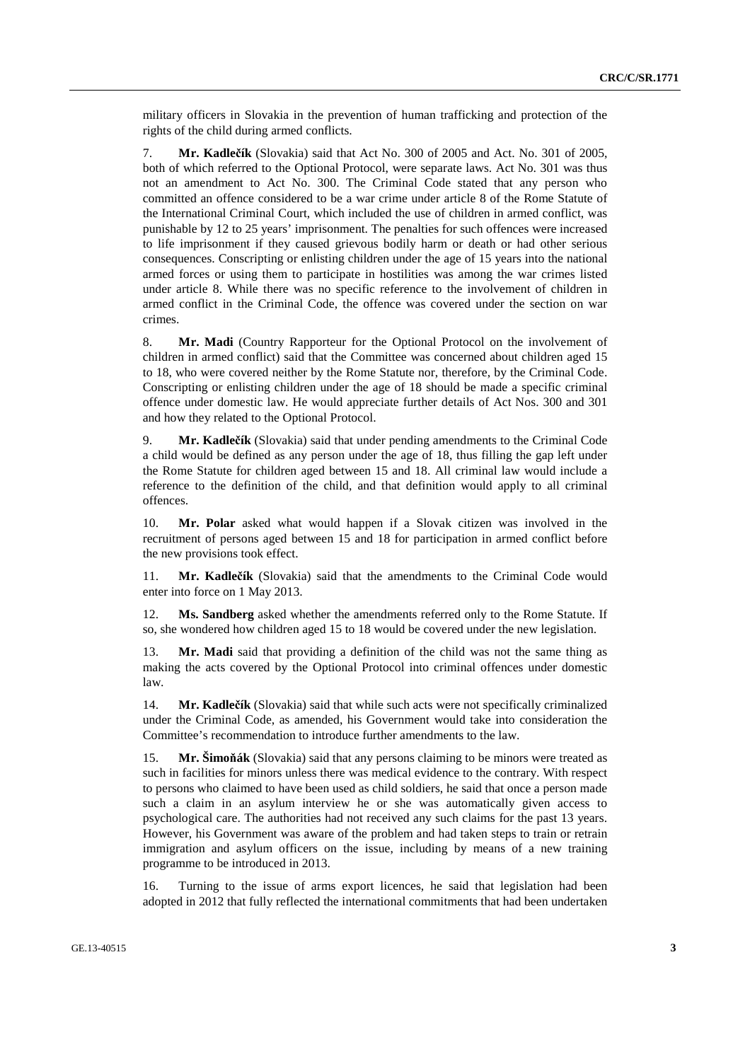military officers in Slovakia in the prevention of human trafficking and protection of the rights of the child during armed conflicts.

7. **Mr. Kadlečík** (Slovakia) said that Act No. 300 of 2005 and Act. No. 301 of 2005, both of which referred to the Optional Protocol, were separate laws. Act No. 301 was thus not an amendment to Act No. 300. The Criminal Code stated that any person who committed an offence considered to be a war crime under article 8 of the Rome Statute of the International Criminal Court, which included the use of children in armed conflict, was punishable by 12 to 25 years' imprisonment. The penalties for such offences were increased to life imprisonment if they caused grievous bodily harm or death or had other serious consequences. Conscripting or enlisting children under the age of 15 years into the national armed forces or using them to participate in hostilities was among the war crimes listed under article 8. While there was no specific reference to the involvement of children in armed conflict in the Criminal Code, the offence was covered under the section on war crimes.

8. **Mr. Madi** (Country Rapporteur for the Optional Protocol on the involvement of children in armed conflict) said that the Committee was concerned about children aged 15 to 18, who were covered neither by the Rome Statute nor, therefore, by the Criminal Code. Conscripting or enlisting children under the age of 18 should be made a specific criminal offence under domestic law. He would appreciate further details of Act Nos. 300 and 301 and how they related to the Optional Protocol.

9. **Mr. Kadlečík** (Slovakia) said that under pending amendments to the Criminal Code a child would be defined as any person under the age of 18, thus filling the gap left under the Rome Statute for children aged between 15 and 18. All criminal law would include a reference to the definition of the child, and that definition would apply to all criminal offences.

10. **Mr. Polar** asked what would happen if a Slovak citizen was involved in the recruitment of persons aged between 15 and 18 for participation in armed conflict before the new provisions took effect.

11. **Mr. Kadlečík** (Slovakia) said that the amendments to the Criminal Code would enter into force on 1 May 2013.

12. **Ms. Sandberg** asked whether the amendments referred only to the Rome Statute. If so, she wondered how children aged 15 to 18 would be covered under the new legislation.

13. **Mr. Madi** said that providing a definition of the child was not the same thing as making the acts covered by the Optional Protocol into criminal offences under domestic law.

14. **Mr. Kadlečík** (Slovakia) said that while such acts were not specifically criminalized under the Criminal Code, as amended, his Government would take into consideration the Committee's recommendation to introduce further amendments to the law.

15. **Mr. Šimoňák** (Slovakia) said that any persons claiming to be minors were treated as such in facilities for minors unless there was medical evidence to the contrary. With respect to persons who claimed to have been used as child soldiers, he said that once a person made such a claim in an asylum interview he or she was automatically given access to psychological care. The authorities had not received any such claims for the past 13 years. However, his Government was aware of the problem and had taken steps to train or retrain immigration and asylum officers on the issue, including by means of a new training programme to be introduced in 2013.

16. Turning to the issue of arms export licences, he said that legislation had been adopted in 2012 that fully reflected the international commitments that had been undertaken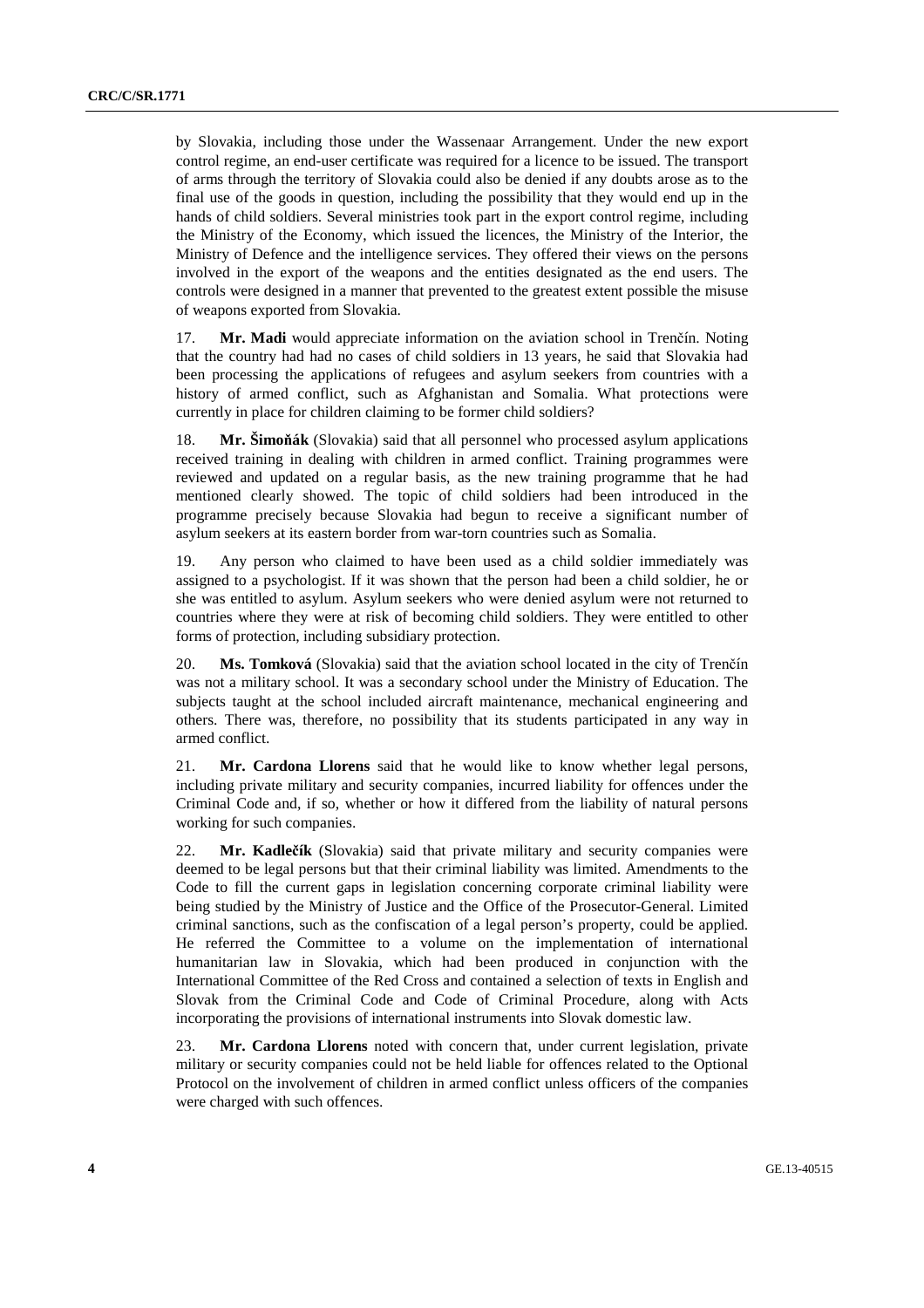by Slovakia, including those under the Wassenaar Arrangement. Under the new export control regime, an end-user certificate was required for a licence to be issued. The transport of arms through the territory of Slovakia could also be denied if any doubts arose as to the final use of the goods in question, including the possibility that they would end up in the hands of child soldiers. Several ministries took part in the export control regime, including the Ministry of the Economy, which issued the licences, the Ministry of the Interior, the Ministry of Defence and the intelligence services. They offered their views on the persons involved in the export of the weapons and the entities designated as the end users. The controls were designed in a manner that prevented to the greatest extent possible the misuse of weapons exported from Slovakia.

17. **Mr. Madi** would appreciate information on the aviation school in Trenčín. Noting that the country had had no cases of child soldiers in 13 years, he said that Slovakia had been processing the applications of refugees and asylum seekers from countries with a history of armed conflict, such as Afghanistan and Somalia. What protections were currently in place for children claiming to be former child soldiers?

18. **Mr. Šimoňák** (Slovakia) said that all personnel who processed asylum applications received training in dealing with children in armed conflict. Training programmes were reviewed and updated on a regular basis, as the new training programme that he had mentioned clearly showed. The topic of child soldiers had been introduced in the programme precisely because Slovakia had begun to receive a significant number of asylum seekers at its eastern border from war-torn countries such as Somalia.

19. Any person who claimed to have been used as a child soldier immediately was assigned to a psychologist. If it was shown that the person had been a child soldier, he or she was entitled to asylum. Asylum seekers who were denied asylum were not returned to countries where they were at risk of becoming child soldiers. They were entitled to other forms of protection, including subsidiary protection.

20. **Ms. Tomková** (Slovakia) said that the aviation school located in the city of Trenčín was not a military school. It was a secondary school under the Ministry of Education. The subjects taught at the school included aircraft maintenance, mechanical engineering and others. There was, therefore, no possibility that its students participated in any way in armed conflict.

21. **Mr. Cardona Llorens** said that he would like to know whether legal persons, including private military and security companies, incurred liability for offences under the Criminal Code and, if so, whether or how it differed from the liability of natural persons working for such companies.

22. **Mr. Kadlečík** (Slovakia) said that private military and security companies were deemed to be legal persons but that their criminal liability was limited. Amendments to the Code to fill the current gaps in legislation concerning corporate criminal liability were being studied by the Ministry of Justice and the Office of the Prosecutor-General. Limited criminal sanctions, such as the confiscation of a legal person's property, could be applied. He referred the Committee to a volume on the implementation of international humanitarian law in Slovakia, which had been produced in conjunction with the International Committee of the Red Cross and contained a selection of texts in English and Slovak from the Criminal Code and Code of Criminal Procedure, along with Acts incorporating the provisions of international instruments into Slovak domestic law.

23. **Mr. Cardona Llorens** noted with concern that, under current legislation, private military or security companies could not be held liable for offences related to the Optional Protocol on the involvement of children in armed conflict unless officers of the companies were charged with such offences.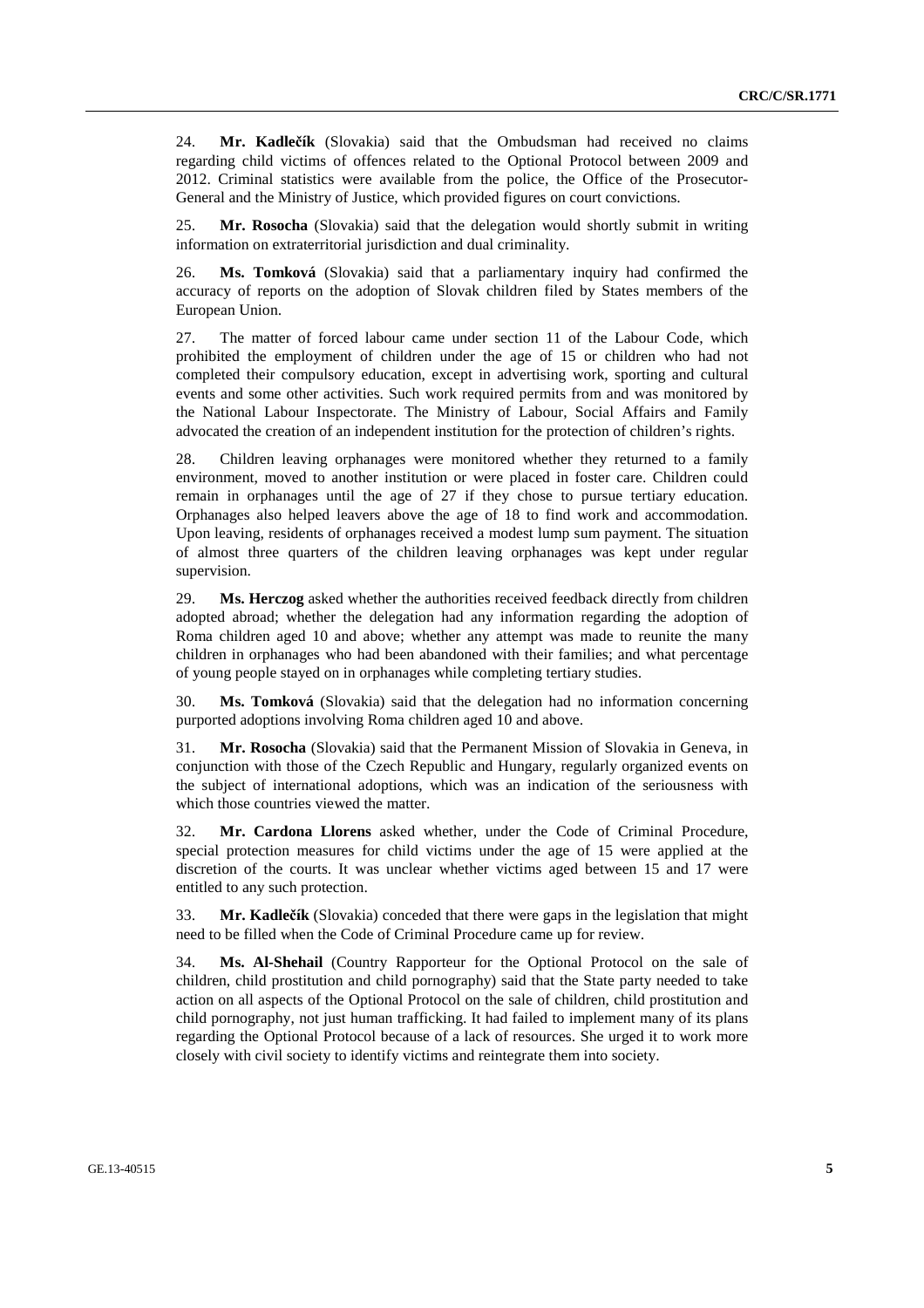24. **Mr. Kadlečík** (Slovakia) said that the Ombudsman had received no claims regarding child victims of offences related to the Optional Protocol between 2009 and 2012. Criminal statistics were available from the police, the Office of the Prosecutor-General and the Ministry of Justice, which provided figures on court convictions.

25. **Mr. Rosocha** (Slovakia) said that the delegation would shortly submit in writing information on extraterritorial jurisdiction and dual criminality.

26. **Ms. Tomková** (Slovakia) said that a parliamentary inquiry had confirmed the accuracy of reports on the adoption of Slovak children filed by States members of the European Union.

27. The matter of forced labour came under section 11 of the Labour Code, which prohibited the employment of children under the age of 15 or children who had not completed their compulsory education, except in advertising work, sporting and cultural events and some other activities. Such work required permits from and was monitored by the National Labour Inspectorate. The Ministry of Labour, Social Affairs and Family advocated the creation of an independent institution for the protection of children's rights.

28. Children leaving orphanages were monitored whether they returned to a family environment, moved to another institution or were placed in foster care. Children could remain in orphanages until the age of 27 if they chose to pursue tertiary education. Orphanages also helped leavers above the age of 18 to find work and accommodation. Upon leaving, residents of orphanages received a modest lump sum payment. The situation of almost three quarters of the children leaving orphanages was kept under regular supervision.

29. **Ms. Herczog** asked whether the authorities received feedback directly from children adopted abroad; whether the delegation had any information regarding the adoption of Roma children aged 10 and above; whether any attempt was made to reunite the many children in orphanages who had been abandoned with their families; and what percentage of young people stayed on in orphanages while completing tertiary studies.

30. **Ms. Tomková** (Slovakia) said that the delegation had no information concerning purported adoptions involving Roma children aged 10 and above.

31. **Mr. Rosocha** (Slovakia) said that the Permanent Mission of Slovakia in Geneva, in conjunction with those of the Czech Republic and Hungary, regularly organized events on the subject of international adoptions, which was an indication of the seriousness with which those countries viewed the matter.

32. **Mr. Cardona Llorens** asked whether, under the Code of Criminal Procedure, special protection measures for child victims under the age of 15 were applied at the discretion of the courts. It was unclear whether victims aged between 15 and 17 were entitled to any such protection.

33. **Mr. Kadlečík** (Slovakia) conceded that there were gaps in the legislation that might need to be filled when the Code of Criminal Procedure came up for review.

34. **Ms. Al-Shehail** (Country Rapporteur for the Optional Protocol on the sale of children, child prostitution and child pornography) said that the State party needed to take action on all aspects of the Optional Protocol on the sale of children, child prostitution and child pornography, not just human trafficking. It had failed to implement many of its plans regarding the Optional Protocol because of a lack of resources. She urged it to work more closely with civil society to identify victims and reintegrate them into society.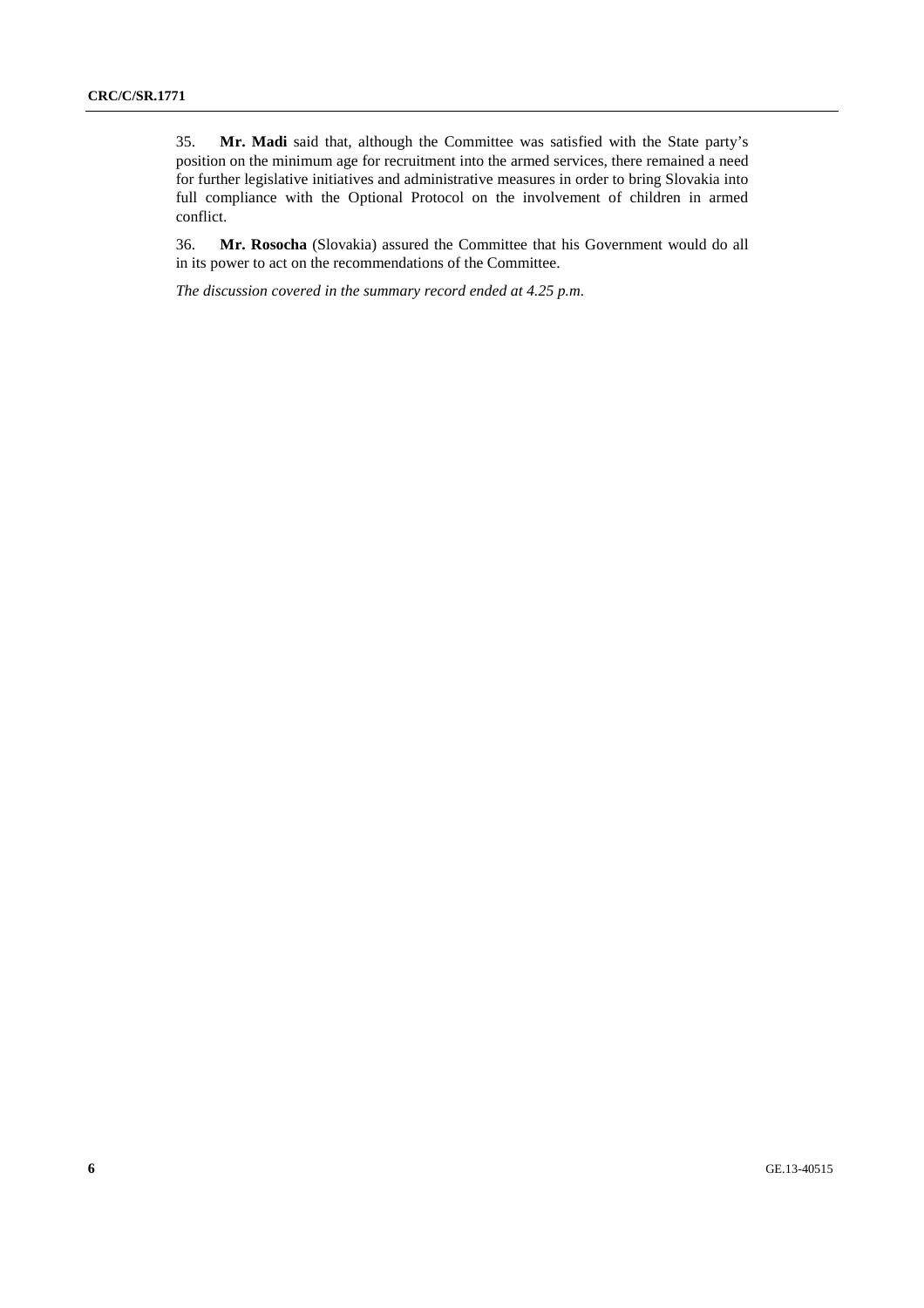35. **Mr. Madi** said that, although the Committee was satisfied with the State party's position on the minimum age for recruitment into the armed services, there remained a need for further legislative initiatives and administrative measures in order to bring Slovakia into full compliance with the Optional Protocol on the involvement of children in armed conflict.

36. **Mr. Rosocha** (Slovakia) assured the Committee that his Government would do all in its power to act on the recommendations of the Committee.

*The discussion covered in the summary record ended at 4.25 p.m.*